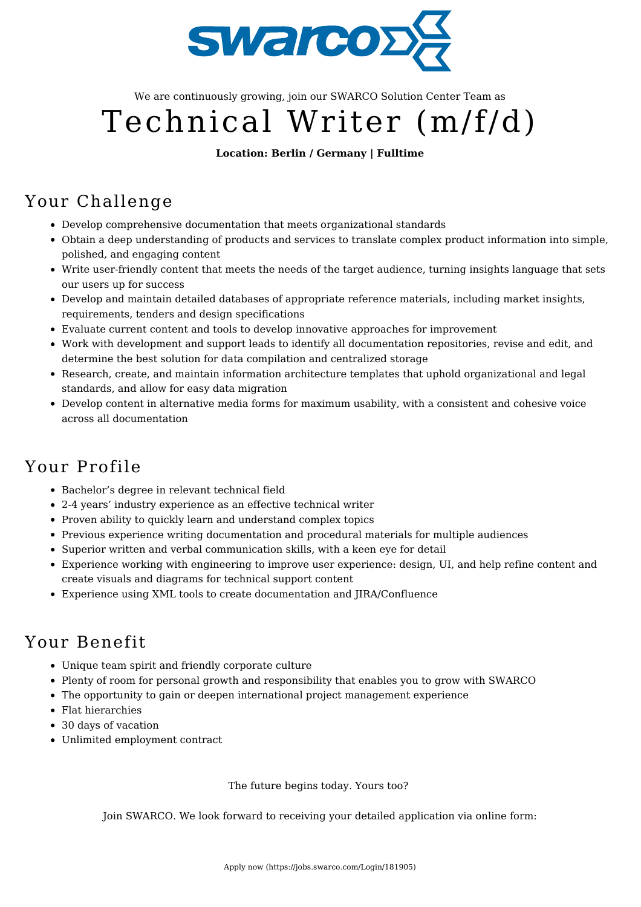We are continuously growing, join our SWARCO Solution Center Team as

# Technical Writer (m/f/d)

**Location: Berlin / Germany | Fulltime**

## Your Challenge

- Develop comprehensive documentation that meets organizational standards
- Obtain a deep understanding of products and services to translate complex product information into simple, polished, and engaging content
- Write user-friendly content that meets the needs of the target audience, turning insights language that sets our users up for success
- Develop and maintain detailed databases of appropriate reference materials, including market insights, requirements, tenders and design specifications
- Evaluate current content and tools to develop innovative approaches for improvement
- Work with development and support leads to identify all documentation repositories, revise and edit, and determine the best solution for data compilation and centralized storage
- Research, create, and maintain information architecture templates that uphold organizational and legal standards, and allow for easy data migration
- Develop content in alternative media forms for maximum usability, with a consistent and cohesive voice across all documentation

## Your Profile

- Bachelor's degree in relevant technical field
- 2-4 years' industry experience as an effective technical writer
- Proven ability to quickly learn and understand complex topics
- Previous experience writing documentation and procedural materials for multiple audiences
- Superior written and verbal communication skills, with a keen eye for detail
- Experience working with engineering to improve user experience: design, UI, and help refine content and create visuals and diagrams for technical support content
- Experience using XML tools to create documentation and JIRA/Confluence

## Your Benefit

- Unique team spirit and friendly corporate culture
- Plenty of room for personal growth and responsibility that enables you to grow with SWARCO
- The opportunity to gain or deepen international project management experience
- Flat hierarchies
- 30 days of vacation
- Unlimited employment contract

The future begins today. Yours too?

Join SWARCO. We look forward to receiving your detailed application via online form:

Apply now (https://jobs.swarco.com/Login/181905)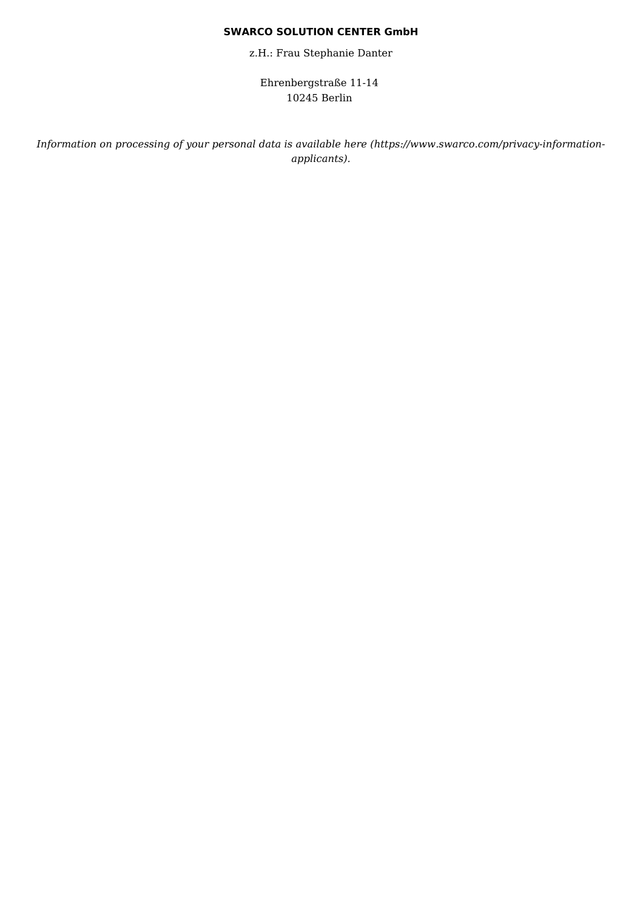**SWARCO SOLUTION CENTER GmbH**

z.H.: Frau Stephanie Danter

Ehrenbergstraße 11-14
10245 Berlin

*Information on processing of your personal data is available here (https://www.swarco.com/privacy-information-applicants).*